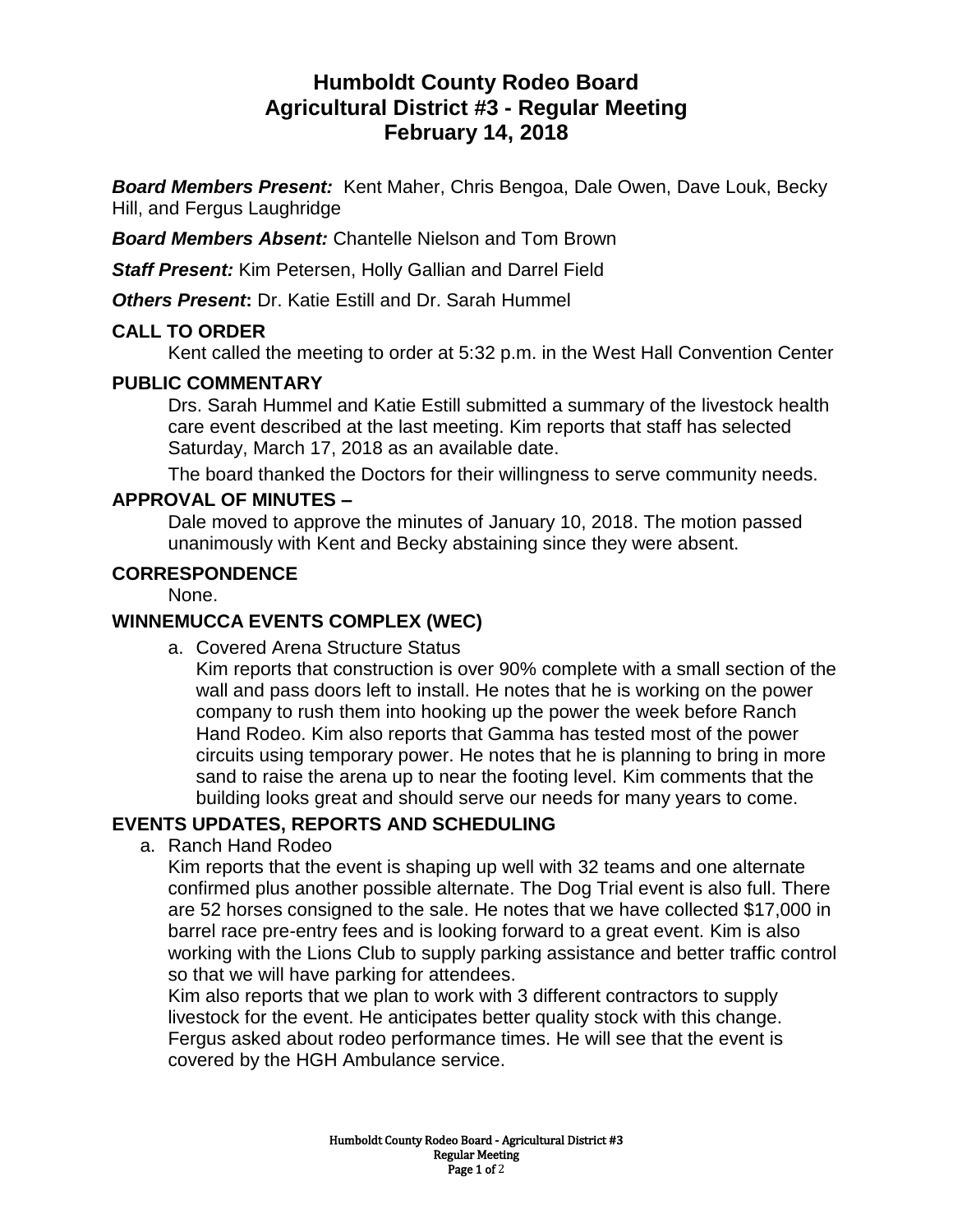# Humboldt County Rodeo Board
# Agricultural District #3 - Regular Meeting
# February 14, 2018

***Board Members Present:*** Kent Maher, Chris Bengoa, Dale Owen, Dave Louk, Becky Hill, and Fergus Laughridge

***Board Members Absent:*** Chantelle Nielson and Tom Brown

***Staff Present:*** Kim Petersen, Holly Gallian and Darrel Field

***Others Present*:** Dr. Katie Estill and Dr. Sarah Hummel

## CALL TO ORDER

Kent called the meeting to order at 5:32 p.m. in the West Hall Convention Center

## PUBLIC COMMENTARY

Drs. Sarah Hummel and Katie Estill submitted a summary of the livestock health care event described at the last meeting. Kim reports that staff has selected Saturday, March 17, 2018 as an available date.

The board thanked the Doctors for their willingness to serve community needs.

## APPROVAL OF MINUTES –

Dale moved to approve the minutes of January 10, 2018. The motion passed unanimously with Kent and Becky abstaining since they were absent.

## CORRESPONDENCE

None.

## WINNEMUCCA EVENTS COMPLEX (WEC)

a. Covered Arena Structure Status

Kim reports that construction is over 90% complete with a small section of the wall and pass doors left to install. He notes that he is working on the power company to rush them into hooking up the power the week before Ranch Hand Rodeo. Kim also reports that Gamma has tested most of the power circuits using temporary power. He notes that he is planning to bring in more sand to raise the arena up to near the footing level. Kim comments that the building looks great and should serve our needs for many years to come.

## EVENTS UPDATES, REPORTS AND SCHEDULING

a. Ranch Hand Rodeo

Kim reports that the event is shaping up well with 32 teams and one alternate confirmed plus another possible alternate. The Dog Trial event is also full. There are 52 horses consigned to the sale. He notes that we have collected $17,000 in barrel race pre-entry fees and is looking forward to a great event. Kim is also working with the Lions Club to supply parking assistance and better traffic control so that we will have parking for attendees.

Kim also reports that we plan to work with 3 different contractors to supply livestock for the event. He anticipates better quality stock with this change. Fergus asked about rodeo performance times. He will see that the event is covered by the HGH Ambulance service.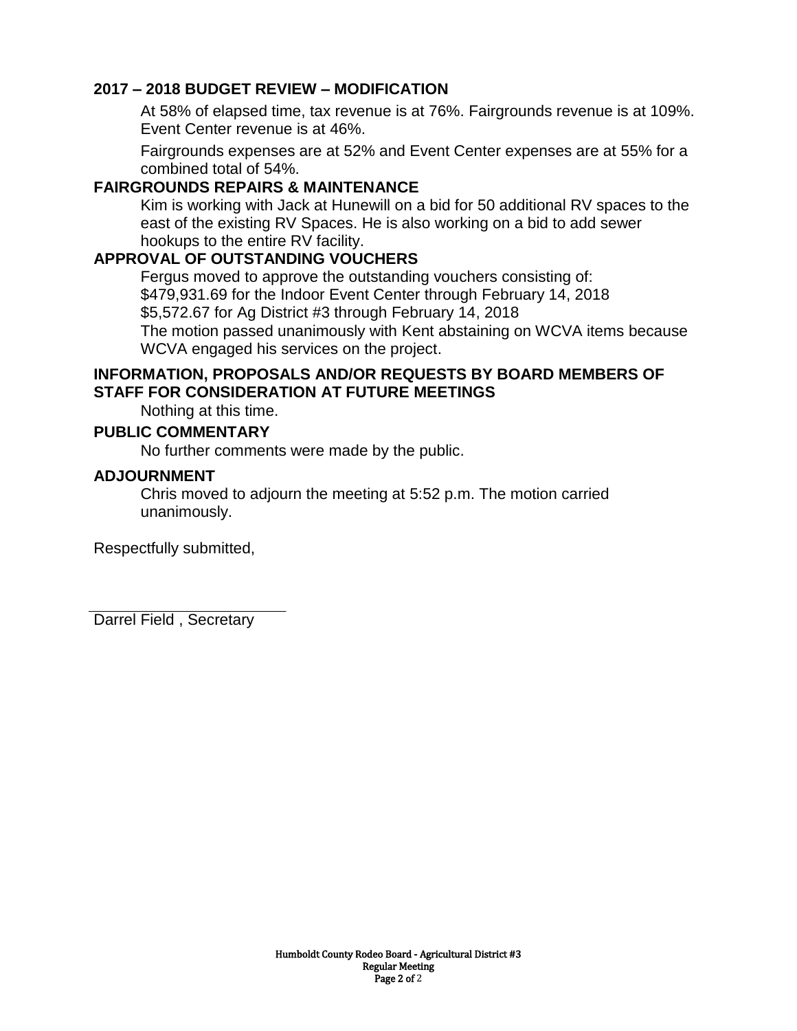## 2017 – 2018 BUDGET REVIEW – MODIFICATION

At 58% of elapsed time, tax revenue is at 76%. Fairgrounds revenue is at 109%. Event Center revenue is at 46%.

Fairgrounds expenses are at 52% and Event Center expenses are at 55% for a combined total of 54%.

## FAIRGROUNDS REPAIRS & MAINTENANCE

Kim is working with Jack at Hunewill on a bid for 50 additional RV spaces to the east of the existing RV Spaces. He is also working on a bid to add sewer hookups to the entire RV facility.

## APPROVAL OF OUTSTANDING VOUCHERS

Fergus moved to approve the outstanding vouchers consisting of:
$479,931.69 for the Indoor Event Center through February 14, 2018
$5,572.67 for Ag District #3 through February 14, 2018
The motion passed unanimously with Kent abstaining on WCVA items because WCVA engaged his services on the project.

## INFORMATION, PROPOSALS AND/OR REQUESTS BY BOARD MEMBERS OF STAFF FOR CONSIDERATION AT FUTURE MEETINGS

Nothing at this time.

## PUBLIC COMMENTARY

No further comments were made by the public.

## ADJOURNMENT

Chris moved to adjourn the meeting at 5:52 p.m. The motion carried unanimously.

Respectfully submitted,

______________________
Darrel Field , Secretary